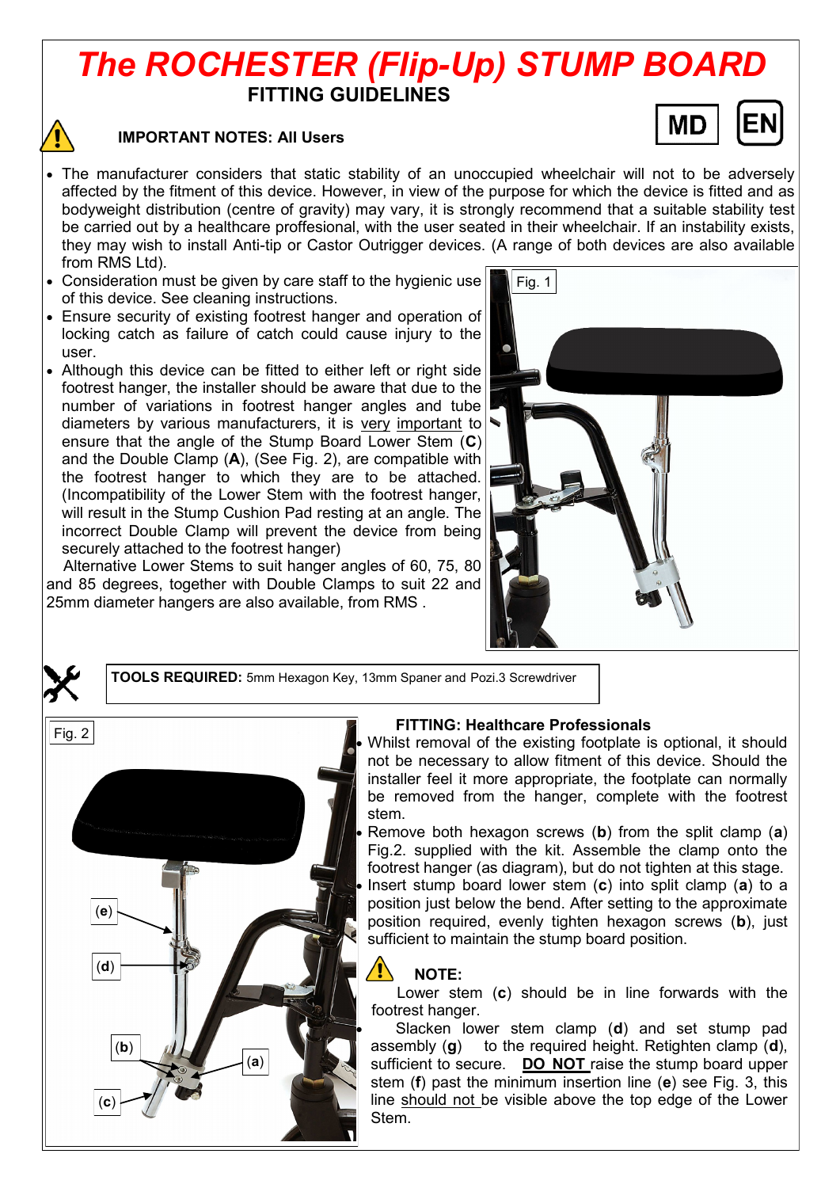# The ROCHESTER (Flip-Up) STUMP BOARD

## FITTING GUIDELINES

MD EN

### IMPORTANT NOTES: All Users

- The manufacturer considers that static stability of an unoccupied wheelchair will not to be adversely affected by the fitment of this device. However, in view of the purpose for which the device is fitted and as bodyweight distribution (centre of gravity) may vary, it is strongly recommend that a suitable stability test be carried out by a healthcare proffesional, with the user seated in their wheelchair. If an instability exists, they may wish to install Anti-tip or Castor Outrigger devices. (A range of both devices are also available from RMS Ltd).
- Consideration must be given by care staff to the hygienic use of this device. See cleaning instructions.
- Ensure security of existing footrest hanger and operation of locking catch as failure of catch could cause injury to the user.
- Although this device can be fitted to either left or right side footrest hanger, the installer should be aware that due to the number of variations in footrest hanger angles and tube diameters by various manufacturers, it is very important to ensure that the angle of the Stump Board Lower Stem (**C**) and the Double Clamp (**A**), (See Fig. 2), are compatible with the footrest hanger to which they are to be attached. (Incompatibility of the Lower Stem with the footrest hanger, will result in the Stump Cushion Pad resting at an angle. The incorrect Double Clamp will prevent the device from being securely attached to the footrest hanger)

Alternative Lower Stems to suit hanger angles of 60, 75, 80 and 85 degrees, together with Double Clamps to suit 22 and 25mm diameter hangers are also available, from RMS .

Fig. 1

**TOOLS REQUIRED:** 5mm Hexagon Key, 13mm Spaner and Pozi.3 Screwdriver

Fig. 2

(e) (d) (b) (a) (c)

### FITTING: Healthcare Professionals

- Whilst removal of the existing footplate is optional, it should not be necessary to allow fitment of this device. Should the installer feel it more appropriate, the footplate can normally be removed from the hanger, complete with the footrest stem.
- Remove both hexagon screws (**b**) from the split clamp (**a**) Fig.2. supplied with the kit. Assemble the clamp onto the footrest hanger (as diagram), but do not tighten at this stage.
- Insert stump board lower stem (**c**) into split clamp (**a**) to a position just below the bend. After setting to the approximate position required, evenly tighten hexagon screws (**b**), just sufficient to maintain the stump board position.

**NOTE:**

Lower stem (**c**) should be in line forwards with the footrest hanger.

- Slacken lower stem clamp (**d**) and set stump pad assembly (**g**) to the required height. Retighten clamp (**d**), sufficient to secure. **DO NOT** raise the stump board upper stem (**f**) past the minimum insertion line (**e**) see Fig. 3, this line should not be visible above the top edge of the Lower Stem.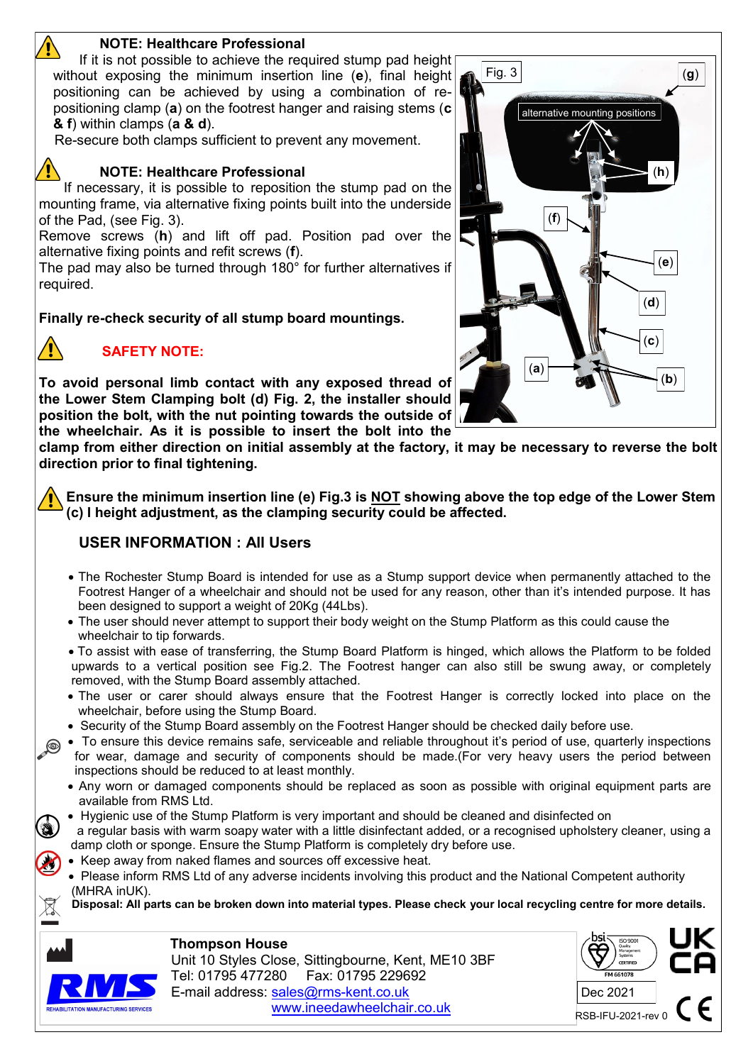**NOTE: Healthcare Professional**

If it is not possible to achieve the required stump pad height without exposing the minimum insertion line (**e**), final height positioning can be achieved by using a combination of re-positioning clamp (**a**) on the footrest hanger and raising stems (**c & f**) within clamps (**a & d**).
Re-secure both clamps sufficient to prevent any movement.

**NOTE: Healthcare Professional**

If necessary, it is possible to reposition the stump pad on the mounting frame, via alternative fixing points built into the underside of the Pad, (see Fig. 3).
Remove screws (**h**) and lift off pad. Position pad over the alternative fixing points and refit screws (**f**).
The pad may also be turned through 180° for further alternatives if required.

**Finally re-check security of all stump board mountings.**

Fig. 3

(g)
alternative mounting positions
(h)
(f)
(e)
(d)
(c)
(a)
(b)

**SAFETY NOTE:**

**To avoid personal limb contact with any exposed thread of the Lower Stem Clamping bolt (d) Fig. 2, the installer should position the bolt, with the nut pointing towards the outside of the wheelchair. As it is possible to insert the bolt into the clamp from either direction on initial assembly at the factory, it may be necessary to reverse the bolt direction prior to final tightening.**

**Ensure the minimum insertion line (e) Fig.3 is <u>NOT</u> showing above the top edge of the Lower Stem (c) I height adjustment, as the clamping security could be affected.**

## USER INFORMATION : All Users

- The Rochester Stump Board is intended for use as a Stump support device when permanently attached to the Footrest Hanger of a wheelchair and should not be used for any reason, other than it's intended purpose. It has been designed to support a weight of 20Kg (44Lbs).
- The user should never attempt to support their body weight on the Stump Platform as this could cause the wheelchair to tip forwards.
- To assist with ease of transferring, the Stump Board Platform is hinged, which allows the Platform to be folded upwards to a vertical position see Fig.2. The Footrest hanger can also still be swung away, or completely removed, with the Stump Board assembly attached.
- The user or carer should always ensure that the Footrest Hanger is correctly locked into place on the wheelchair, before using the Stump Board.
- Security of the Stump Board assembly on the Footrest Hanger should be checked daily before use.
- To ensure this device remains safe, serviceable and reliable throughout it's period of use, quarterly inspections for wear, damage and security of components should be made.(For very heavy users the period between inspections should be reduced to at least monthly.
- Any worn or damaged components should be replaced as soon as possible with original equipment parts are available from RMS Ltd.
- Hygienic use of the Stump Platform is very important and should be cleaned and disinfected on a regular basis with warm soapy water with a little disinfectant added, or a recognised upholstery cleaner, using a damp cloth or sponge. Ensure the Stump Platform is completely dry before use.
- Keep away from naked flames and sources off excessive heat.
- Please inform RMS Ltd of any adverse incidents involving this product and the National Competent authority (MHRA inUK).

**Disposal: All parts can be broken down into material types. Please check your local recycling centre for more details.**

RMS
REHABILITATION MANUFACTURING SERVICES

**Thompson House**
Unit 10 Styles Close, Sittingbourne, Kent, ME10 3BF
Tel: 01795 477280 Fax: 01795 229692
E-mail address: sales@rms-kent.co.uk
www.ineedawheelchair.co.uk

bsi ISO 9001 Quality Management Systems CERTIFIED FM 661078

UK CA

Dec 2021

RSB-IFU-2021-rev 0

CE